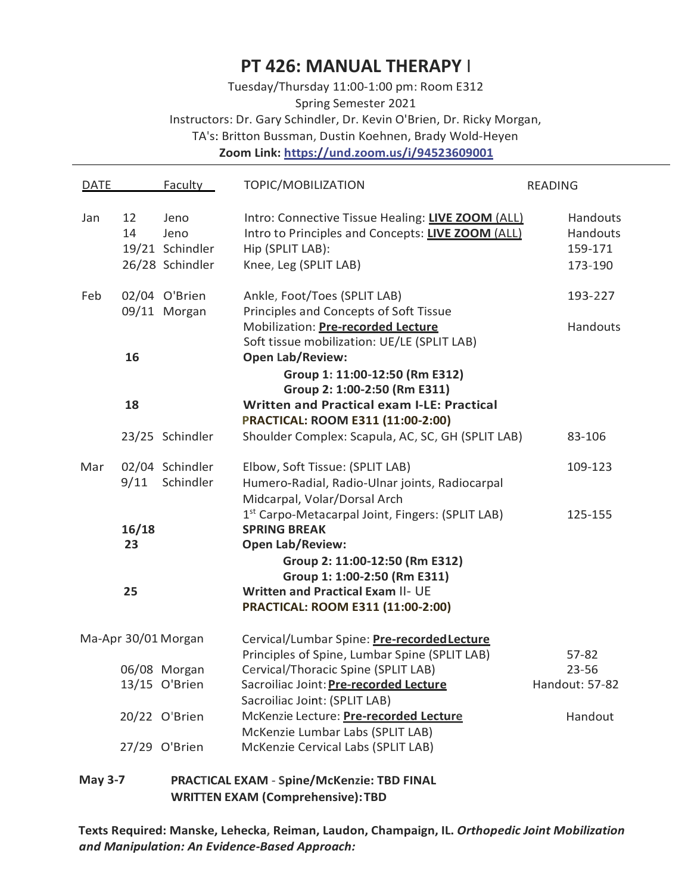# PT 426: MANUAL THERAPY I

Tuesday/Thursday 11:00-1:00 pm: Room E312
Spring Semester 2021
Instructors: Dr. Gary Schindler, Dr. Kevin O'Brien, Dr. Ricky Morgan,
TA's: Britton Bussman, Dustin Koehnen, Brady Wold-Heyen
**Zoom Link: https://und.zoom.us/j/94523609001**

| DATE | | Faculty | TOPIC/MOBILIZATION | READING |
|---|---|---|---|---|
| Jan | 12 | Jeno | Intro: Connective Tissue Healing: **LIVE ZOOM** (ALL) | Handouts |
| | 14 | Jeno | Intro to Principles and Concepts: **LIVE ZOOM** (ALL) | Handouts |
| | 19/21 | Schindler | Hip (SPLIT LAB): | 159-171 |
| | 26/28 | Schindler | Knee, Leg (SPLIT LAB) | 173-190 |
| Feb | 02/04 | O'Brien | Ankle, Foot/Toes (SPLIT LAB) | 193-227 |
| | 09/11 | Morgan | Principles and Concepts of Soft Tissue Mobilization: **Pre-recorded Lecture** | Handouts |
| | | | Soft tissue mobilization: UE/LE (SPLIT LAB) | |
| | **16** | | **Open Lab/Review:** | |
| | | | **Group 1: 11:00-12:50 (Rm E312)** | |
| | | | **Group 2: 1:00-2:50 (Rm E311)** | |
| | **18** | | **Written and Practical exam I-LE: Practical** | |
| | | | **PRACTICAL: ROOM E311 (11:00-2:00)** | |
| | 23/25 | Schindler | Shoulder Complex: Scapula, AC, SC, GH (SPLIT LAB) | 83-106 |
| Mar | 02/04 | Schindler | Elbow, Soft Tissue: (SPLIT LAB) | 109-123 |
| | 9/11 | Schindler | Humero-Radial, Radio-Ulnar joints, Radiocarpal Midcarpal, Volar/Dorsal Arch | |
| | | | 1st Carpo-Metacarpal Joint, Fingers: (SPLIT LAB) | 125-155 |
| | **16/18** | | **SPRING BREAK** | |
| | **23** | | **Open Lab/Review:** | |
| | | | **Group 2: 11:00-12:50 (Rm E312)** | |
| | | | **Group 1: 1:00-2:50 (Rm E311)** | |
| | **25** | | **Written and Practical Exam II- UE** | |
| | | | **PRACTICAL: ROOM E311 (11:00-2:00)** | |
| Ma-Apr | 30/01 | Morgan | Cervical/Lumbar Spine: **Pre-recorded Lecture** | |
| | | | Principles of Spine, Lumbar Spine (SPLIT LAB) | 57-82 |
| | 06/08 | Morgan | Cervical/Thoracic Spine (SPLIT LAB) | 23-56 |
| | 13/15 | O'Brien | Sacroiliac Joint: **Pre-recorded Lecture** | Handout: 57-82 |
| | | | Sacroiliac Joint: (SPLIT LAB) | |
| | 20/22 | O'Brien | McKenzie Lecture: **Pre-recorded Lecture** | Handout |
| | | | McKenzie Lumbar Labs (SPLIT LAB) | |
| | 27/29 | O'Brien | McKenzie Cervical Labs (SPLIT LAB) | |

**May 3-7** **PRACTICAL EXAM - Spine/McKenzie: TBD FINAL**
**WRITTEN EXAM (Comprehensive): TBD**

**Texts Required: Manske, Lehecka, Reiman, Laudon, Champaign, IL. *Orthopedic Joint Mobilization and Manipulation: An Evidence-Based Approach:***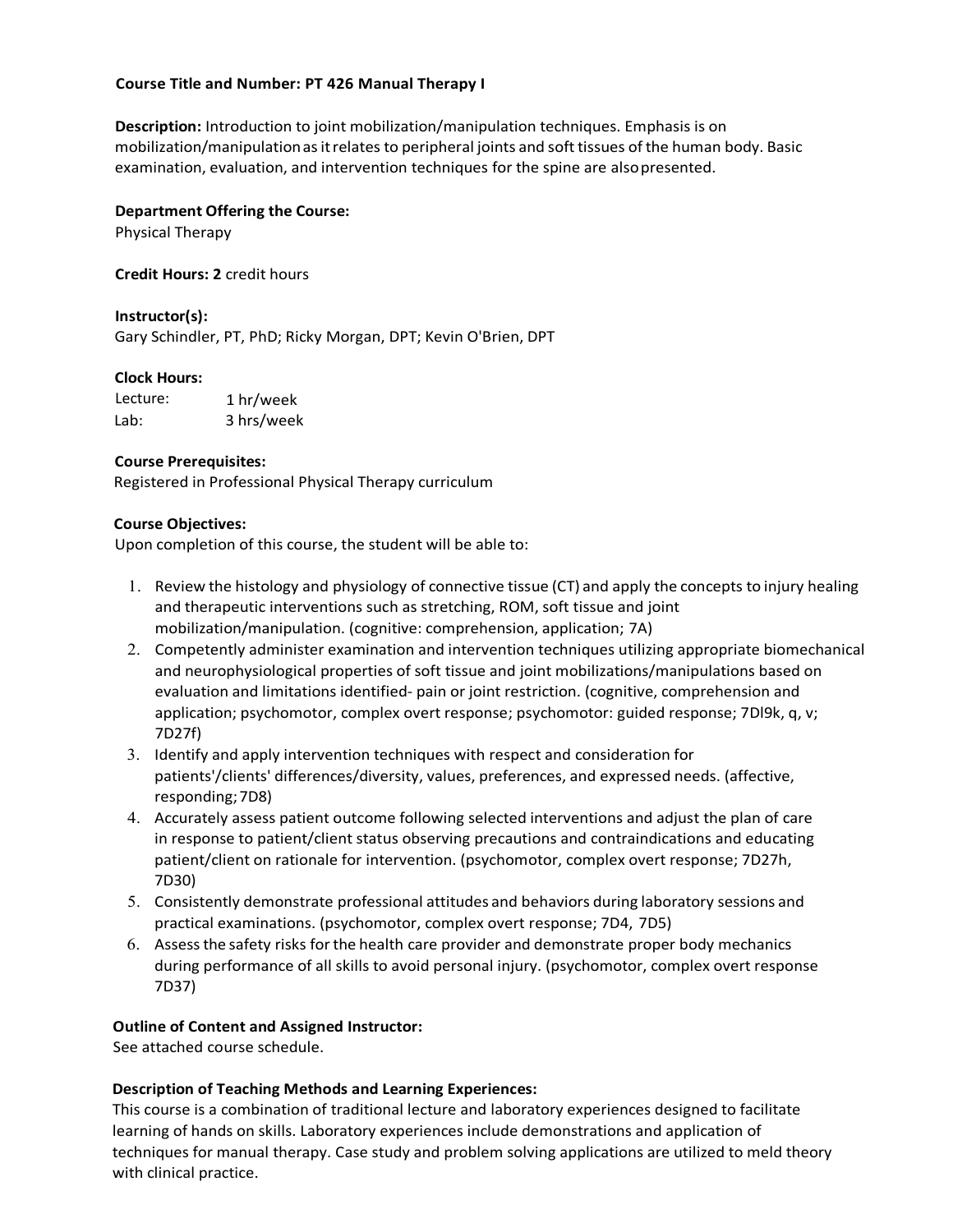**Course Title and Number: PT 426 Manual Therapy I**

**Description:** Introduction to joint mobilization/manipulation techniques. Emphasis is on mobilization/manipulation as it relates to peripheral joints and soft tissues of the human body. Basic examination, evaluation, and intervention techniques for the spine are also presented.

**Department Offering the Course:**
Physical Therapy

**Credit Hours: 2** credit hours

**Instructor(s):**
Gary Schindler, PT, PhD; Ricky Morgan, DPT; Kevin O'Brien, DPT

**Clock Hours:**

Lecture: 1 hr/week
Lab: 3 hrs/week

**Course Prerequisites:**
Registered in Professional Physical Therapy curriculum

**Course Objectives:**
Upon completion of this course, the student will be able to:

1. Review the histology and physiology of connective tissue (CT) and apply the concepts to injury healing and therapeutic interventions such as stretching, ROM, soft tissue and joint mobilization/manipulation. (cognitive: comprehension, application; 7A)
2. Competently administer examination and intervention techniques utilizing appropriate biomechanical and neurophysiological properties of soft tissue and joint mobilizations/manipulations based on evaluation and limitations identified- pain or joint restriction. (cognitive, comprehension and application; psychomotor, complex overt response; psychomotor: guided response; 7Dl9k, q, v; 7D27f)
3. Identify and apply intervention techniques with respect and consideration for patients'/clients' differences/diversity, values, preferences, and expressed needs. (affective, responding; 7D8)
4. Accurately assess patient outcome following selected interventions and adjust the plan of care in response to patient/client status observing precautions and contraindications and educating patient/client on rationale for intervention. (psychomotor, complex overt response; 7D27h, 7D30)
5. Consistently demonstrate professional attitudes and behaviors during laboratory sessions and practical examinations. (psychomotor, complex overt response; 7D4, 7D5)
6. Assess the safety risks for the health care provider and demonstrate proper body mechanics during performance of all skills to avoid personal injury. (psychomotor, complex overt response 7D37)

**Outline of Content and Assigned Instructor:**
See attached course schedule.

**Description of Teaching Methods and Learning Experiences:**
This course is a combination of traditional lecture and laboratory experiences designed to facilitate learning of hands on skills. Laboratory experiences include demonstrations and application of techniques for manual therapy. Case study and problem solving applications are utilized to meld theory with clinical practice.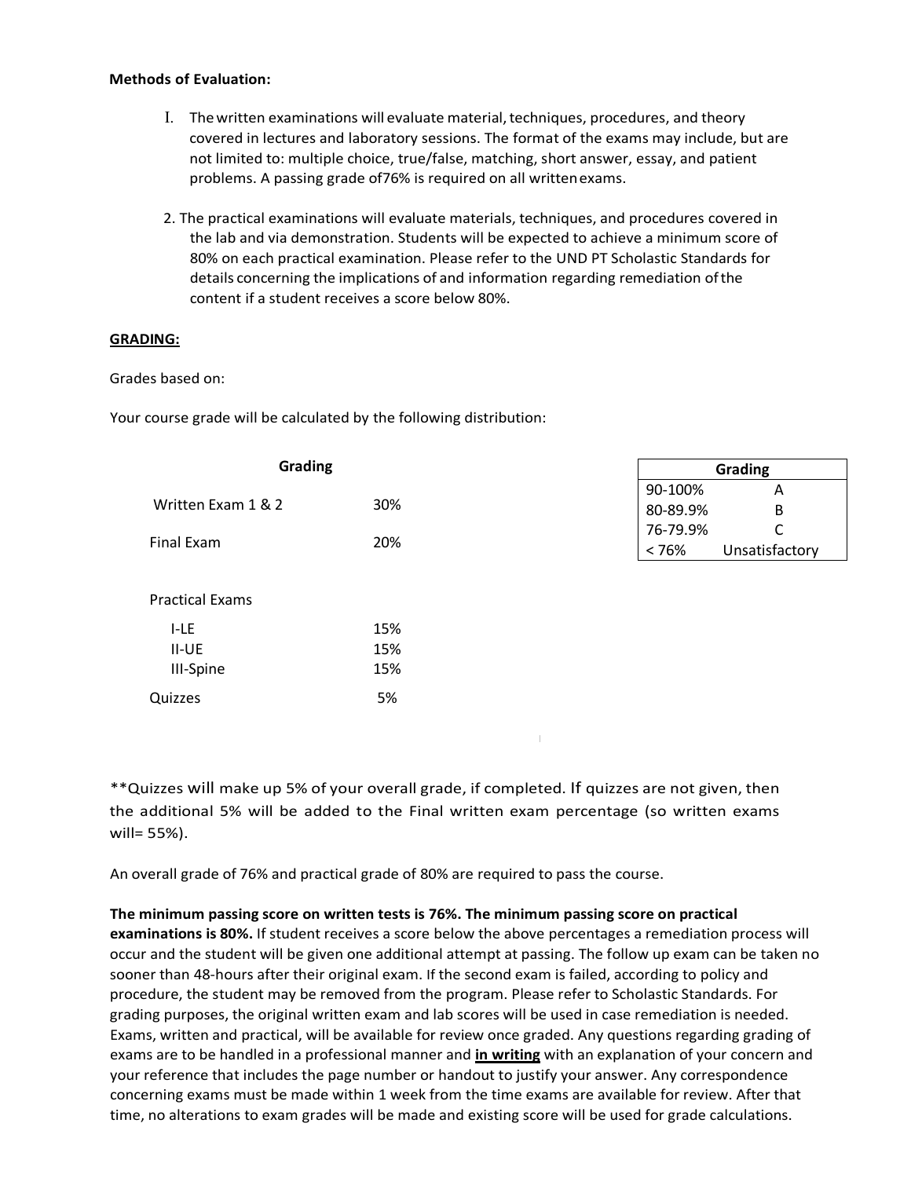**Methods of Evaluation:**

I. The written examinations will evaluate material, techniques, procedures, and theory covered in lectures and laboratory sessions. The format of the exams may include, but are not limited to: multiple choice, true/false, matching, short answer, essay, and patient problems. A passing grade of76% is required on all written exams.

2. The practical examinations will evaluate materials, techniques, and procedures covered in the lab and via demonstration. Students will be expected to achieve a minimum score of 80% on each practical examination. Please refer to the UND PT Scholastic Standards for details concerning the implications of and information regarding remediation of the content if a student receives a score below 80%.

**GRADING:**

Grades based on:

Your course grade will be calculated by the following distribution:

| Grading | |
|---|---|
| Written Exam 1 & 2 | 30% |
| Final Exam | 20% |
| Practical Exams | |
| I-LE | 15% |
| II-UE | 15% |
| III-Spine | 15% |
| Quizzes | 5% |

| Grading | |
|---|---|
| 90-100% | A |
| 80-89.9% | B |
| 76-79.9% | C |
| < 76% | Unsatisfactory |

**Quizzes will make up 5% of your overall grade, if completed. If quizzes are not given, then the additional 5% will be added to the Final written exam percentage (so written exams will= 55%).

An overall grade of 76% and practical grade of 80% are required to pass the course.

**The minimum passing score on written tests is 76%. The minimum passing score on practical examinations is 80%.** If student receives a score below the above percentages a remediation process will occur and the student will be given one additional attempt at passing. The follow up exam can be taken no sooner than 48-hours after their original exam. If the second exam is failed, according to policy and procedure, the student may be removed from the program. Please refer to Scholastic Standards. For grading purposes, the original written exam and lab scores will be used in case remediation is needed. Exams, written and practical, will be available for review once graded. Any questions regarding grading of exams are to be handled in a professional manner and **in writing** with an explanation of your concern and your reference that includes the page number or handout to justify your answer. Any correspondence concerning exams must be made within 1 week from the time exams are available for review. After that time, no alterations to exam grades will be made and existing score will be used for grade calculations.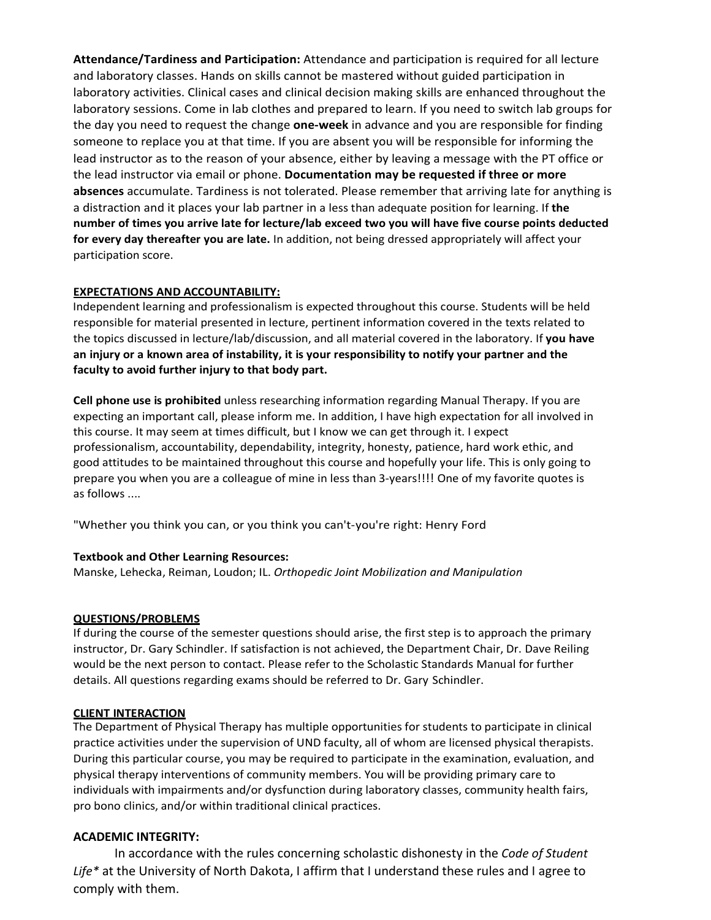**Attendance/Tardiness and Participation:** Attendance and participation is required for all lecture and laboratory classes. Hands on skills cannot be mastered without guided participation in laboratory activities. Clinical cases and clinical decision making skills are enhanced throughout the laboratory sessions. Come in lab clothes and prepared to learn. If you need to switch lab groups for the day you need to request the change **one-week** in advance and you are responsible for finding someone to replace you at that time. If you are absent you will be responsible for informing the lead instructor as to the reason of your absence, either by leaving a message with the PT office or the lead instructor via email or phone. **Documentation may be requested if three or more absences** accumulate. Tardiness is not tolerated. Please remember that arriving late for anything is a distraction and it places your lab partner in a less than adequate position for learning. If **the number of times you arrive late for lecture/lab exceed two you will have five course points deducted for every day thereafter you are late.** In addition, not being dressed appropriately will affect your participation score.

## EXPECTATIONS AND ACCOUNTABILITY:

Independent learning and professionalism is expected throughout this course. Students will be held responsible for material presented in lecture, pertinent information covered in the texts related to the topics discussed in lecture/lab/discussion, and all material covered in the laboratory. If **you have an injury or a known area of instability, it is your responsibility to notify your partner and the faculty to avoid further injury to that body part.**

**Cell phone use is prohibited** unless researching information regarding Manual Therapy. If you are expecting an important call, please inform me. In addition, I have high expectation for all involved in this course. It may seem at times difficult, but I know we can get through it. I expect professionalism, accountability, dependability, integrity, honesty, patience, hard work ethic, and good attitudes to be maintained throughout this course and hopefully your life. This is only going to prepare you when you are a colleague of mine in less than 3-years!!!! One of my favorite quotes is as follows ....

"Whether you think you can, or you think you can't-you're right: Henry Ford

**Textbook and Other Learning Resources:**
Manske, Lehecka, Reiman, Loudon; IL. *Orthopedic Joint Mobilization and Manipulation*

## QUESTIONS/PROBLEMS

If during the course of the semester questions should arise, the first step is to approach the primary instructor, Dr. Gary Schindler. If satisfaction is not achieved, the Department Chair, Dr. Dave Reiling would be the next person to contact. Please refer to the Scholastic Standards Manual for further details. All questions regarding exams should be referred to Dr. Gary Schindler.

## CLIENT INTERACTION

The Department of Physical Therapy has multiple opportunities for students to participate in clinical practice activities under the supervision of UND faculty, all of whom are licensed physical therapists. During this particular course, you may be required to participate in the examination, evaluation, and physical therapy interventions of community members. You will be providing primary care to individuals with impairments and/or dysfunction during laboratory classes, community health fairs, pro bono clinics, and/or within traditional clinical practices.

## ACADEMIC INTEGRITY:

In accordance with the rules concerning scholastic dishonesty in the *Code of Student Life** at the University of North Dakota, I affirm that I understand these rules and I agree to comply with them.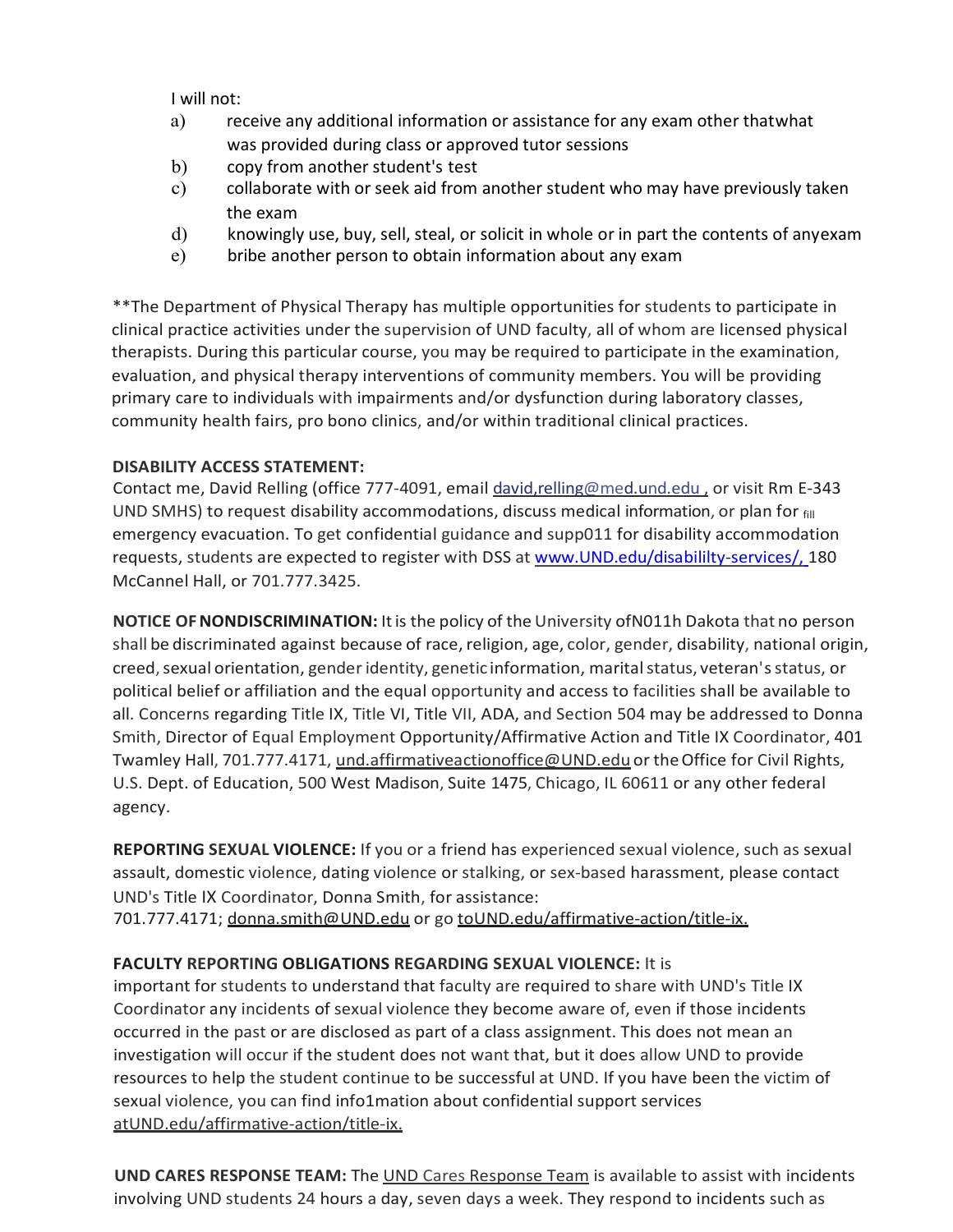I will not:

a) receive any additional information or assistance for any exam other thatwhat was provided during class or approved tutor sessions
b) copy from another student's test
c) collaborate with or seek aid from another student who may have previously taken the exam
d) knowingly use, buy, sell, steal, or solicit in whole or in part the contents of anyexam
e) bribe another person to obtain information about any exam

**The Department of Physical Therapy has multiple opportunities for students to participate in clinical practice activities under the supervision of UND faculty, all of whom are licensed physical therapists. During this particular course, you may be required to participate in the examination, evaluation, and physical therapy interventions of community members. You will be providing primary care to individuals with impairments and/or dysfunction during laboratory classes, community health fairs, pro bono clinics, and/or within traditional clinical practices.

**DISABILITY ACCESS STATEMENT:**
Contact me, David Relling (office 777-4091, email david,relling@med.und.edu , or visit Rm E-343 UND SMHS) to request disability accommodations, discuss medical information, or plan for fill emergency evacuation. To get confidential guidance and supp011 for disability accommodation requests, students are expected to register with DSS at www.UND.edu/disabililty-services/, 180 McCannel Hall, or 701.777.3425.

**NOTICE OF NONDISCRIMINATION:** It is the policy of the University ofN011h Dakota that no person shall be discriminated against because of race, religion, age, color, gender, disability, national origin, creed, sexual orientation, gender identity, genetic information, marital status, veteran's status, or political belief or affiliation and the equal opportunity and access to facilities shall be available to all. Concerns regarding Title IX, Title VI, Title VII, ADA, and Section 504 may be addressed to Donna Smith, Director of Equal Employment Opportunity/Affirmative Action and Title IX Coordinator, 401 Twamley Hall, 701.777.4171, und.affirmativeactionoffice@UND.edu or the Office for Civil Rights, U.S. Dept. of Education, 500 West Madison, Suite 1475, Chicago, IL 60611 or any other federal agency.

**REPORTING SEXUAL VIOLENCE:** If you or a friend has experienced sexual violence, such as sexual assault, domestic violence, dating violence or stalking, or sex-based harassment, please contact UND's Title IX Coordinator, Donna Smith, for assistance:
701.777.4171; donna.smith@UND.edu or go toUND.edu/affirmative-action/title-ix.

**FACULTY REPORTING OBLIGATIONS REGARDING SEXUAL VIOLENCE:** It is important for students to understand that faculty are required to share with UND's Title IX Coordinator any incidents of sexual violence they become aware of, even if those incidents occurred in the past or are disclosed as part of a class assignment. This does not mean an investigation will occur if the student does not want that, but it does allow UND to provide resources to help the student continue to be successful at UND. If you have been the victim of sexual violence, you can find info1mation about confidential support services atUND.edu/affirmative-action/title-ix.

**UND CARES RESPONSE TEAM:** The UND Cares Response Team is available to assist with incidents involving UND students 24 hours a day, seven days a week. They respond to incidents such as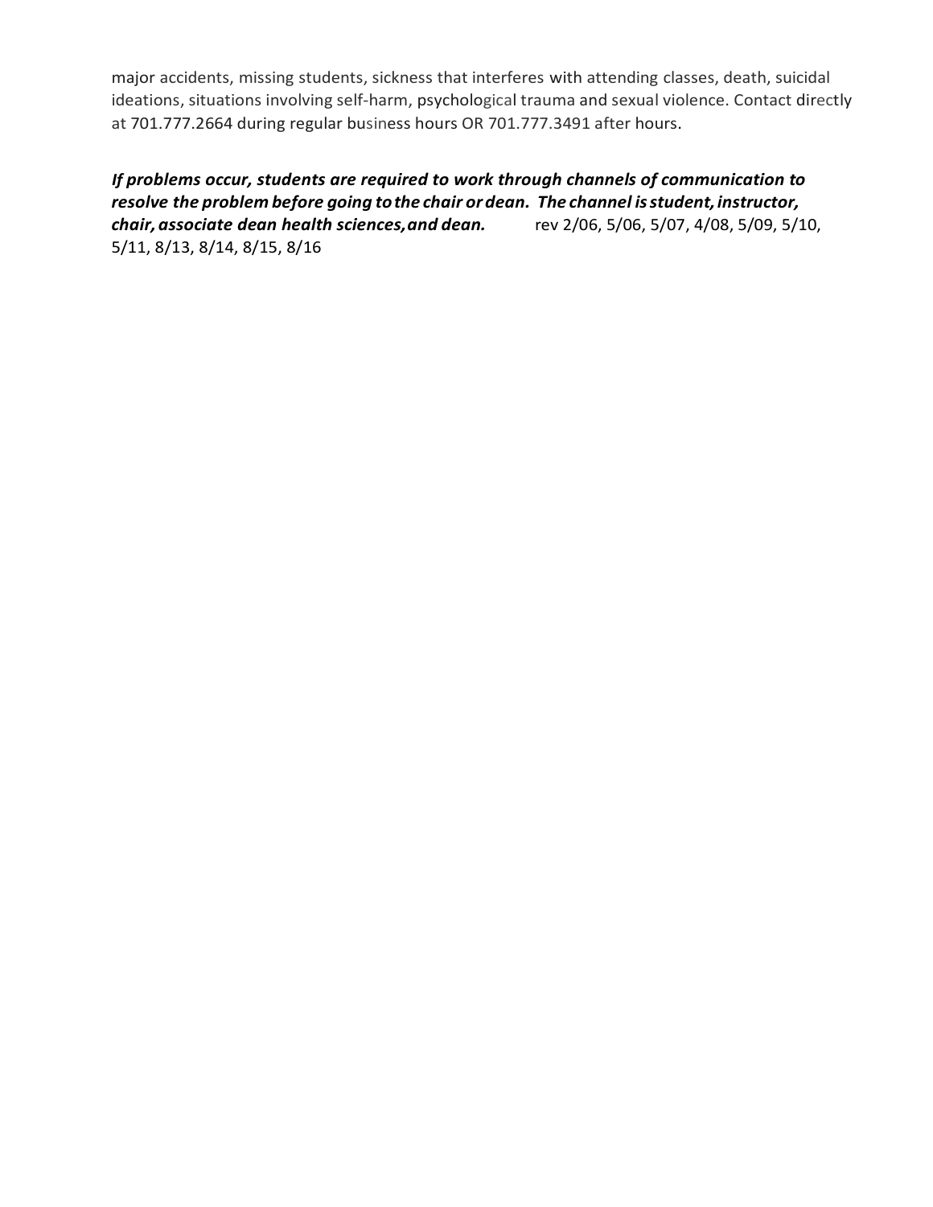major accidents, missing students, sickness that interferes with attending classes, death, suicidal ideations, situations involving self-harm, psychological trauma and sexual violence. Contact directly at 701.777.2664 during regular business hours OR 701.777.3491 after hours.

***If problems occur, students are required to work through channels of communication to resolve the problem before going to the chair or dean. The channel is student, instructor, chair, associate dean health sciences, and dean.*** rev 2/06, 5/06, 5/07, 4/08, 5/09, 5/10, 5/11, 8/13, 8/14, 8/15, 8/16